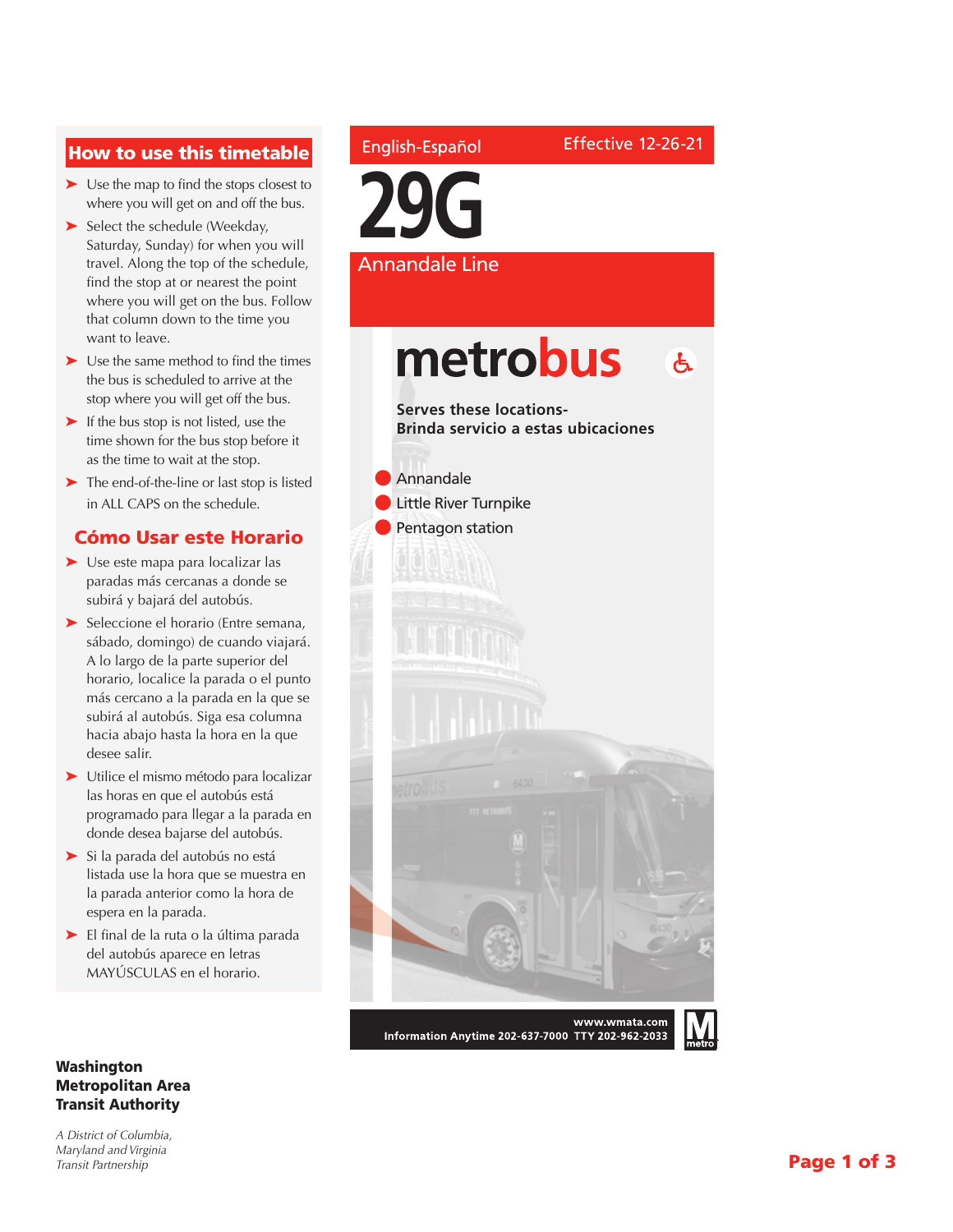## How to use this timetable

- Use the map to find the stops closest to where you will get on and off the bus.
- Select the schedule (Weekday, Saturday, Sunday) for when you will travel. Along the top of the schedule, find the stop at or nearest the point where you will get on the bus. Follow that column down to the time you want to leave.
- Use the same method to find the times the bus is scheduled to arrive at the stop where you will get off the bus.
- If the bus stop is not listed, use the time shown for the bus stop before it as the time to wait at the stop.
- The end-of-the-line or last stop is listed in ALL CAPS on the schedule.

## Cómo Usar este Horario

- Use este mapa para localizar las paradas más cercanas a donde se subirá y bajará del autobús.
- Seleccione el horario (Entre semana, sábado, domingo) de cuando viajará. A lo largo de la parte superior del horario, localice la parada o el punto más cercano a la parada en la que se subirá al autobús. Siga esa columna hacia abajo hasta la hora en la que desee salir.
- Utilice el mismo método para localizar las horas en que el autobús está programado para llegar a la parada en donde desea bajarse del autobús.
- Si la parada del autobús no está listada use la hora que se muestra en la parada anterior como la hora de espera en la parada.
- El final de la ruta o la última parada del autobús aparece en letras MAYÚSCULAS en el horario.

English-Español

Effective 12-26-21

# 29G

## Annandale Line

**metrobus**

**Serves these locations-**
**Brinda servicio a estas ubicaciones**

- Annandale
- Little River Turnpike
- Pentagon station

**www.wmata.com**
**Information Anytime 202-637-7000 TTY 202-962-2033**

**Washington Metropolitan Area Transit Authority**

*A District of Columbia, Maryland and Virginia Transit Partnership*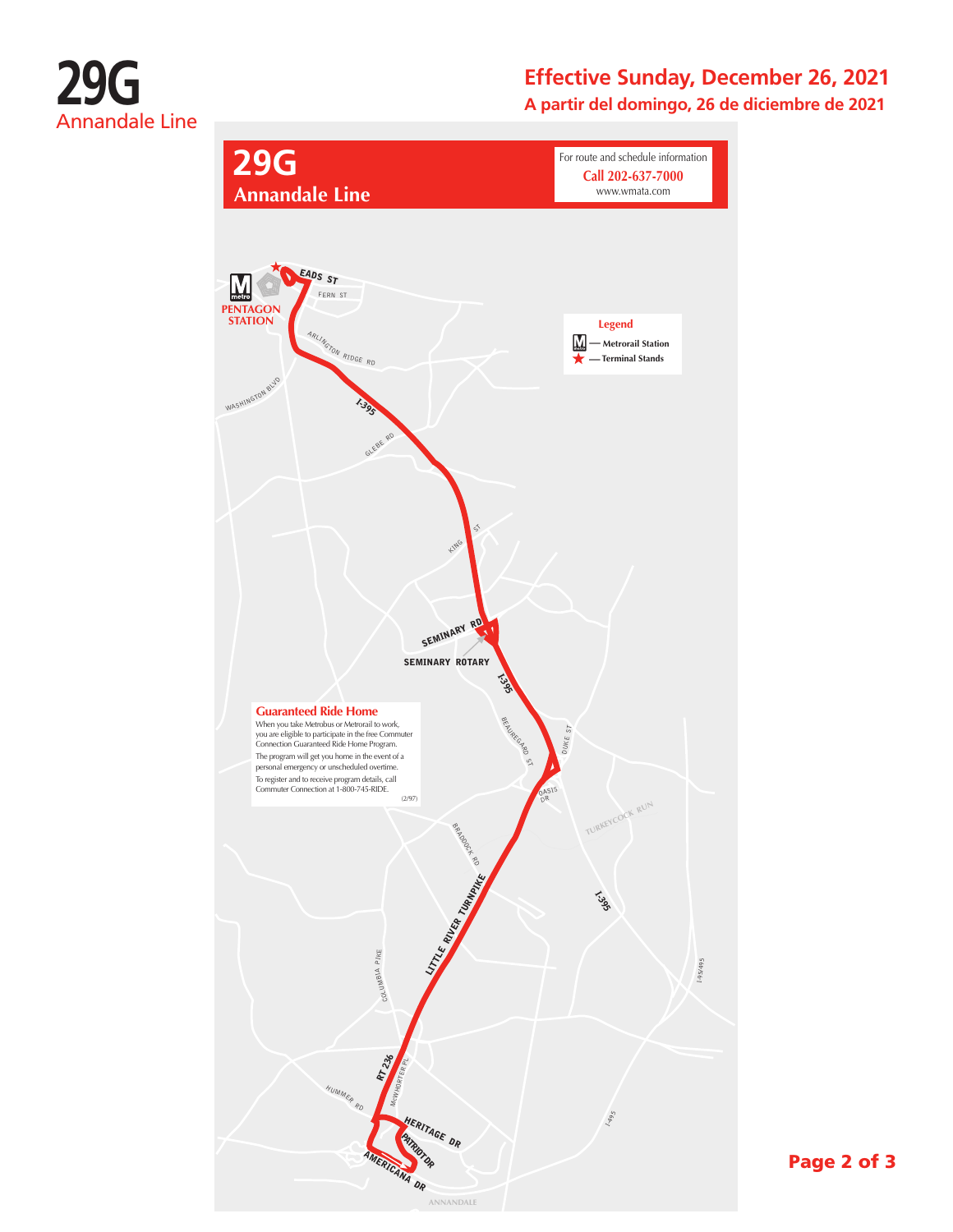# 29G
Annandale Line

**Effective Sunday, December 26, 2021**

**A partir del domingo, 26 de diciembre de 2021**

## 29G Annandale Line

For route and schedule information
**Call 202-637-7000**
www.wmata.com

**Legend**
- Metrorail Station
- Terminal Stands

PENTAGON STATION

EADS ST
FERN ST
ARLINGTON RIDGE RD
WASHINGTON BLVD
I-395
GLEBE RD
KING ST
SEMINARY RD
SEMINARY ROTARY
I-395
BEAUREGARD ST
DUKE ST
OASIS DR
TURKEYCOCK RUN
BRADDOCK RD
LITTLE RIVER TURNPIKE
I-395
I-95/495
COLUMBIA PIKE
RT 236
McWHORTER PL
HUMMER RD
HERITAGE DR
PATRIOT DR
AMERICANA DR
I-495
ANNANDALE

### Guaranteed Ride Home

When you take Metrobus or Metrorail to work, you are eligible to participate in the free Commuter Connection Guaranteed Ride Home Program.

The program will get you home in the event of a personal emergency or unscheduled overtime.

To register and to receive program details, call Commuter Connection at 1-800-745-RIDE.

(2/97)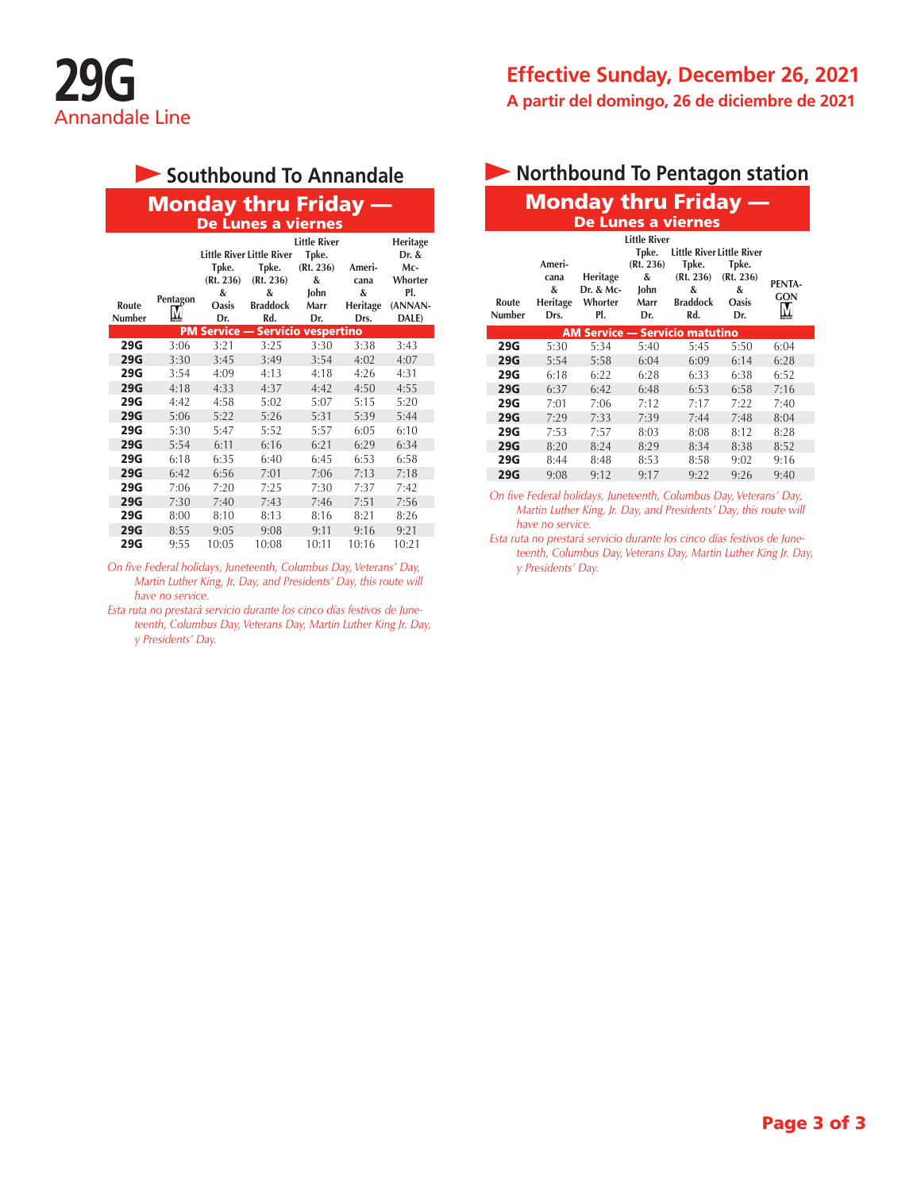# 29G

Annandale Line

**Effective Sunday, December 26, 2021**

**A partir del domingo, 26 de diciembre de 2021**

## Southbound To Annandale

### Monday thru Friday — De Lunes a viernes

| Route Number | Pentagon | Little River Tpke. (Rt. 236) & Oasis Dr. | Little River Tpke. (Rt. 236) & Braddock Rd. | Little River Tpke. (Rt. 236) & John Marr Dr. | Americana & Heritage Drs. | Heritage Dr. & McWhorter Pl. (ANNANDALE) |
|---|---|---|---|---|---|---|
| **PM Service — Servicio vespertino** | | | | | | |
| 29G | 3:06 | 3:21 | 3:25 | 3:30 | 3:38 | 3:43 |
| 29G | 3:30 | 3:45 | 3:49 | 3:54 | 4:02 | 4:07 |
| 29G | 3:54 | 4:09 | 4:13 | 4:18 | 4:26 | 4:31 |
| 29G | 4:18 | 4:33 | 4:37 | 4:42 | 4:50 | 4:55 |
| 29G | 4:42 | 4:58 | 5:02 | 5:07 | 5:15 | 5:20 |
| 29G | 5:06 | 5:22 | 5:26 | 5:31 | 5:39 | 5:44 |
| 29G | 5:30 | 5:47 | 5:52 | 5:57 | 6:05 | 6:10 |
| 29G | 5:54 | 6:11 | 6:16 | 6:21 | 6:29 | 6:34 |
| 29G | 6:18 | 6:35 | 6:40 | 6:45 | 6:53 | 6:58 |
| 29G | 6:42 | 6:56 | 7:01 | 7:06 | 7:13 | 7:18 |
| 29G | 7:06 | 7:20 | 7:25 | 7:30 | 7:37 | 7:42 |
| 29G | 7:30 | 7:40 | 7:43 | 7:46 | 7:51 | 7:56 |
| 29G | 8:00 | 8:10 | 8:13 | 8:16 | 8:21 | 8:26 |
| 29G | 8:55 | 9:05 | 9:08 | 9:11 | 9:16 | 9:21 |
| 29G | 9:55 | 10:05 | 10:08 | 10:11 | 10:16 | 10:21 |

*On five Federal holidays, Juneteenth, Columbus Day, Veterans' Day, Martin Luther King, Jr. Day, and Presidents' Day, this route will have no service.*

*Esta ruta no prestará servicio durante los cinco días festivos de Juneteenth, Columbus Day, Veterans Day, Martin Luther King Jr. Day, y Presidents' Day.*

## Northbound To Pentagon station

### Monday thru Friday — De Lunes a viernes

| Route Number | Americana & Heritage Drs. | Heritage Dr. & McWhorter Pl. | Little River Tpke. (Rt. 236) & John Marr Dr. | Little River Tpke. (Rt. 236) & Braddock Rd. | Little River Tpke. (Rt. 236) & Oasis Dr. | PENTAGON |
|---|---|---|---|---|---|---|
| **AM Service — Servicio matutino** | | | | | | |
| 29G | 5:30 | 5:34 | 5:40 | 5:45 | 5:50 | 6:04 |
| 29G | 5:54 | 5:58 | 6:04 | 6:09 | 6:14 | 6:28 |
| 29G | 6:18 | 6:22 | 6:28 | 6:33 | 6:38 | 6:52 |
| 29G | 6:37 | 6:42 | 6:48 | 6:53 | 6:58 | 7:16 |
| 29G | 7:01 | 7:06 | 7:12 | 7:17 | 7:22 | 7:40 |
| 29G | 7:29 | 7:33 | 7:39 | 7:44 | 7:48 | 8:04 |
| 29G | 7:53 | 7:57 | 8:03 | 8:08 | 8:12 | 8:28 |
| 29G | 8:20 | 8:24 | 8:29 | 8:34 | 8:38 | 8:52 |
| 29G | 8:44 | 8:48 | 8:53 | 8:58 | 9:02 | 9:16 |
| 29G | 9:08 | 9:12 | 9:17 | 9:22 | 9:26 | 9:40 |

*On five Federal holidays, Juneteenth, Columbus Day, Veterans' Day, Martin Luther King, Jr. Day, and Presidents' Day, this route will have no service.*

*Esta ruta no prestará servicio durante los cinco días festivos de Juneteenth, Columbus Day, Veterans Day, Martin Luther King Jr. Day, y Presidents' Day.*